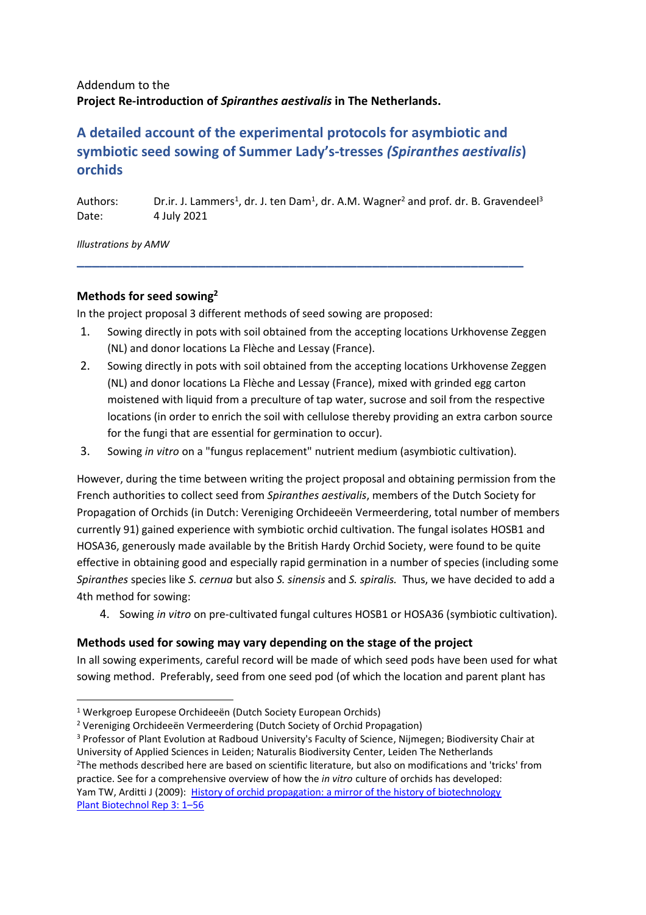Addendum to the
**Project Re-introduction of *Spiranthes aestivalis* in The Netherlands.**

## A detailed account of the experimental protocols for asymbiotic and symbiotic seed sowing of Summer Lady's-tresses *(Spiranthes aestivalis)* orchids

Authors: Dr.ir. J. Lammers[1], dr. J. ten Dam[1], dr. A.M. Wagner[2] and prof. dr. B. Gravendeel[3]
Date: 4 July 2021

*Illustrations by AMW*

---

### Methods for seed sowing[2]

In the project proposal 3 different methods of seed sowing are proposed:

1. Sowing directly in pots with soil obtained from the accepting locations Urkhovense Zeggen (NL) and donor locations La Flèche and Lessay (France).
2. Sowing directly in pots with soil obtained from the accepting locations Urkhovense Zeggen (NL) and donor locations La Flèche and Lessay (France), mixed with grinded egg carton moistened with liquid from a preculture of tap water, sucrose and soil from the respective locations (in order to enrich the soil with cellulose thereby providing an extra carbon source for the fungi that are essential for germination to occur).
3. Sowing *in vitro* on a "fungus replacement" nutrient medium (asymbiotic cultivation).

However, during the time between writing the project proposal and obtaining permission from the French authorities to collect seed from *Spiranthes aestivalis*, members of the Dutch Society for Propagation of Orchids (in Dutch: Vereniging Orchideeën Vermeerdering, total number of members currently 91) gained experience with symbiotic orchid cultivation. The fungal isolates HOSB1 and HOSA36, generously made available by the British Hardy Orchid Society, were found to be quite effective in obtaining good and especially rapid germination in a number of species (including some *Spiranthes* species like *S. cernua* but also *S. sinensis* and *S. spiralis.* Thus, we have decided to add a 4th method for sowing:

4. Sowing *in vitro* on pre-cultivated fungal cultures HOSB1 or HOSA36 (symbiotic cultivation).

### Methods used for sowing may vary depending on the stage of the project

In all sowing experiments, careful record will be made of which seed pods have been used for what sowing method. Preferably, seed from one seed pod (of which the location and parent plant has

---

[1] Werkgroep Europese Orchideeën (Dutch Society European Orchids)
[2] Vereniging Orchideeën Vermeerdering (Dutch Society of Orchid Propagation)
[3] Professor of Plant Evolution at Radboud University's Faculty of Science, Nijmegen; Biodiversity Chair at University of Applied Sciences in Leiden; Naturalis Biodiversity Center, Leiden The Netherlands
[2]The methods described here are based on scientific literature, but also on modifications and 'tricks' from practice. See for a comprehensive overview of how the *in vitro* culture of orchids has developed: Yam TW, Arditti J (2009): [History of orchid propagation: a mirror of the history of biotechnology Plant Biotechnol Rep 3: 1–56]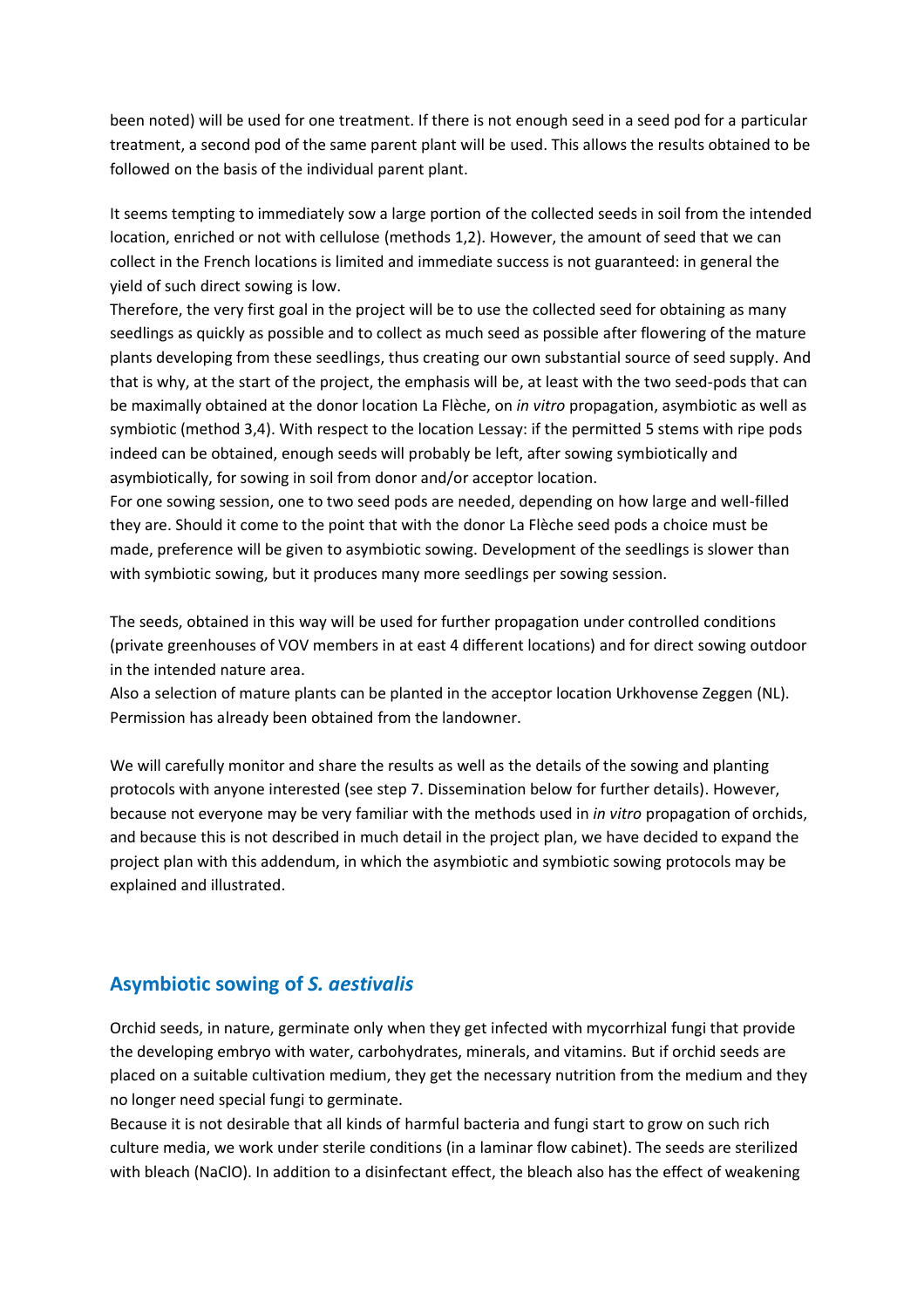been noted) will be used for one treatment. If there is not enough seed in a seed pod for a particular treatment, a second pod of the same parent plant will be used. This allows the results obtained to be followed on the basis of the individual parent plant.

It seems tempting to immediately sow a large portion of the collected seeds in soil from the intended location, enriched or not with cellulose (methods 1,2). However, the amount of seed that we can collect in the French locations is limited and immediate success is not guaranteed: in general the yield of such direct sowing is low.
Therefore, the very first goal in the project will be to use the collected seed for obtaining as many seedlings as quickly as possible and to collect as much seed as possible after flowering of the mature plants developing from these seedlings, thus creating our own substantial source of seed supply. And that is why, at the start of the project, the emphasis will be, at least with the two seed-pods that can be maximally obtained at the donor location La Flèche, on *in vitro* propagation, asymbiotic as well as symbiotic (method 3,4). With respect to the location Lessay: if the permitted 5 stems with ripe pods indeed can be obtained, enough seeds will probably be left, after sowing symbiotically and asymbiotically, for sowing in soil from donor and/or acceptor location.
For one sowing session, one to two seed pods are needed, depending on how large and well-filled they are. Should it come to the point that with the donor La Flèche seed pods a choice must be made, preference will be given to asymbiotic sowing. Development of the seedlings is slower than with symbiotic sowing, but it produces many more seedlings per sowing session.

The seeds, obtained in this way will be used for further propagation under controlled conditions (private greenhouses of VOV members in at east 4 different locations) and for direct sowing outdoor in the intended nature area.
Also a selection of mature plants can be planted in the acceptor location Urkhovense Zeggen (NL). Permission has already been obtained from the landowner.

We will carefully monitor and share the results as well as the details of the sowing and planting protocols with anyone interested (see step 7. Dissemination below for further details). However, because not everyone may be very familiar with the methods used in *in vitro* propagation of orchids, and because this is not described in much detail in the project plan, we have decided to expand the project plan with this addendum, in which the asymbiotic and symbiotic sowing protocols may be explained and illustrated.

## Asymbiotic sowing of *S. aestivalis*

Orchid seeds, in nature, germinate only when they get infected with mycorrhizal fungi that provide the developing embryo with water, carbohydrates, minerals, and vitamins. But if orchid seeds are placed on a suitable cultivation medium, they get the necessary nutrition from the medium and they no longer need special fungi to germinate.
Because it is not desirable that all kinds of harmful bacteria and fungi start to grow on such rich culture media, we work under sterile conditions (in a laminar flow cabinet). The seeds are sterilized with bleach (NaClO). In addition to a disinfectant effect, the bleach also has the effect of weakening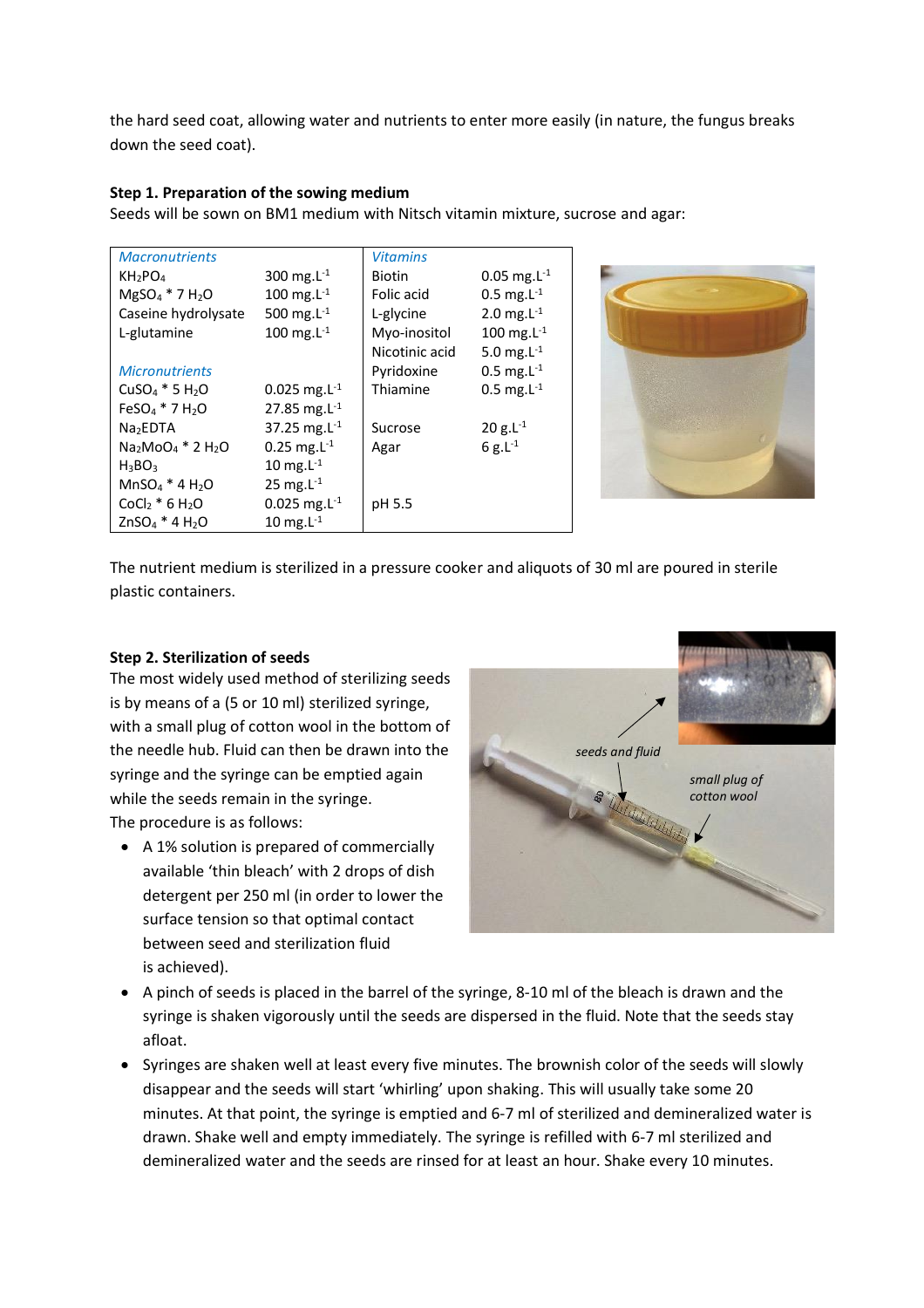the hard seed coat, allowing water and nutrients to enter more easily (in nature, the fungus breaks down the seed coat).

**Step 1. Preparation of the sowing medium**

Seeds will be sown on BM1 medium with Nitsch vitamin mixture, sucrose and agar:

| | | | |
|---|---|---|---|
| *Macronutrients* | | *Vitamins* | |
| $KH_2PO_4$ | 300 $mg.L^{-1}$ | Biotin | 0.05 $mg.L^{-1}$ |
| $MgSO_4 * 7 H_2O$ | 100 $mg.L^{-1}$ | Folic acid | 0.5 $mg.L^{-1}$ |
| Caseine hydrolysate | 500 $mg.L^{-1}$ | L-glycine | 2.0 $mg.L^{-1}$ |
| L-glutamine | 100 $mg.L^{-1}$ | Myo-inositol | 100 $mg.L^{-1}$ |
| | | Nicotinic acid | 5.0 $mg.L^{-1}$ |
| *Micronutrients* | | Pyridoxine | 0.5 $mg.L^{-1}$ |
| $CuSO_4 * 5 H_2O$ | 0.025 $mg.L^{-1}$ | Thiamine | 0.5 $mg.L^{-1}$ |
| $FeSO_4 * 7 H_2O$ | 27.85 $mg.L^{-1}$ | | |
| $Na_2EDTA$ | 37.25 $mg.L^{-1}$ | Sucrose | 20 $g.L^{-1}$ |
| $Na_2MoO_4 * 2 H_2O$ | 0.25 $mg.L^{-1}$ | Agar | 6 $g.L^{-1}$ |
| $H_3BO_3$ | 10 $mg.L^{-1}$ | | |
| $MnSO_4 * 4 H_2O$ | 25 $mg.L^{-1}$ | | |
| $CoCl_2 * 6 H_2O$ | 0.025 $mg.L^{-1}$ | pH 5.5 | |
| $ZnSO_4 * 4 H_2O$ | 10 $mg.L^{-1}$ | | |

The nutrient medium is sterilized in a pressure cooker and aliquots of 30 ml are poured in sterile plastic containers.

**Step 2. Sterilization of seeds**

The most widely used method of sterilizing seeds is by means of a (5 or 10 ml) sterilized syringe, with a small plug of cotton wool in the bottom of the needle hub. Fluid can then be drawn into the syringe and the syringe can be emptied again while the seeds remain in the syringe.

*seeds and fluid*

*small plug of cotton wool*

The procedure is as follows:

- A 1% solution is prepared of commercially available 'thin bleach' with 2 drops of dish detergent per 250 ml (in order to lower the surface tension so that optimal contact between seed and sterilization fluid is achieved).
- A pinch of seeds is placed in the barrel of the syringe, 8-10 ml of the bleach is drawn and the syringe is shaken vigorously until the seeds are dispersed in the fluid. Note that the seeds stay afloat.
- Syringes are shaken well at least every five minutes. The brownish color of the seeds will slowly disappear and the seeds will start 'whirling' upon shaking. This will usually take some 20 minutes. At that point, the syringe is emptied and 6-7 ml of sterilized and demineralized water is drawn. Shake well and empty immediately. The syringe is refilled with 6-7 ml sterilized and demineralized water and the seeds are rinsed for at least an hour. Shake every 10 minutes.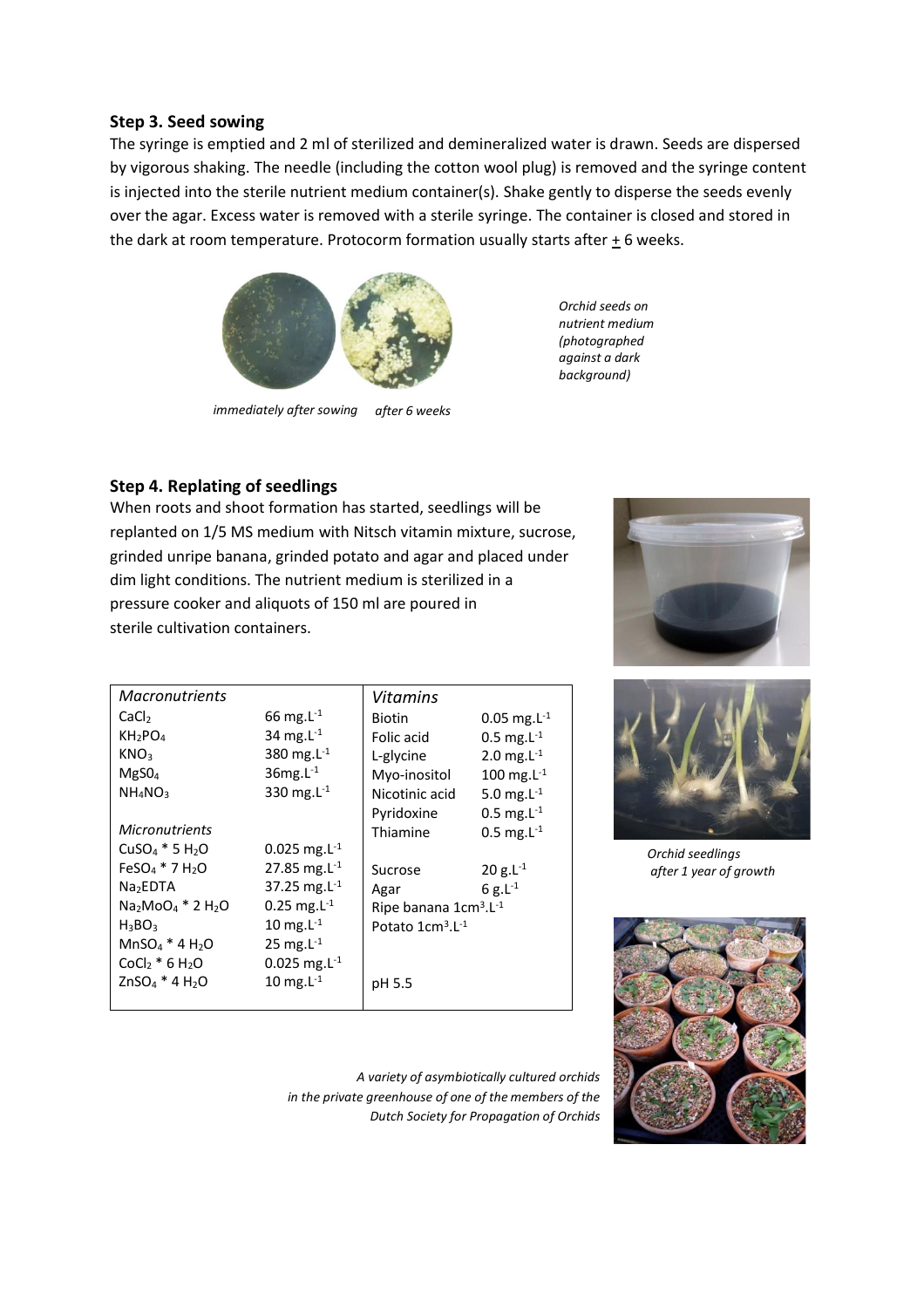### Step 3. Seed sowing

The syringe is emptied and 2 ml of sterilized and demineralized water is drawn. Seeds are dispersed by vigorous shaking. The needle (including the cotton wool plug) is removed and the syringe content is injected into the sterile nutrient medium container(s). Shake gently to disperse the seeds evenly over the agar. Excess water is removed with a sterile syringe. The container is closed and stored in the dark at room temperature. Protocorm formation usually starts after ± 6 weeks.

*immediately after sowing* *after 6 weeks*

*Orchid seeds on nutrient medium (photographed against a dark background)*

### Step 4. Replating of seedlings

When roots and shoot formation has started, seedlings will be replanted on 1/5 MS medium with Nitsch vitamin mixture, sucrose, grinded unripe banana, grinded potato and agar and placed under dim light conditions. The nutrient medium is sterilized in a pressure cooker and aliquots of 150 ml are poured in sterile cultivation containers.

| | | | |
|---|---|---|---|
| *Macronutrients* | | *Vitamins* | |
| $CaCl_2$ | 66 $mg.L^{-1}$ | Biotin | 0.05 $mg.L^{-1}$ |
| $KH_2PO_4$ | 34 $mg.L^{-1}$ | Folic acid | 0.5 $mg.L^{-1}$ |
| $KNO_3$ | 380 $mg.L^{-1}$ | L-glycine | 2.0 $mg.L^{-1}$ |
| $MgSO_4$ | 36 $mg.L^{-1}$ | Myo-inositol | 100 $mg.L^{-1}$ |
| $NH_4NO_3$ | 330 $mg.L^{-1}$ | Nicotinic acid | 5.0 $mg.L^{-1}$ |
| | | Pyridoxine | 0.5 $mg.L^{-1}$ |
| *Micronutrients* | | Thiamine | 0.5 $mg.L^{-1}$ |
| $CuSO_4 * 5 H_2O$ | 0.025 $mg.L^{-1}$ | | |
| $FeSO_4 * 7 H_2O$ | 27.85 $mg.L^{-1}$ | Sucrose | 20 $g.L^{-1}$ |
| $Na_2EDTA$ | 37.25 $mg.L^{-1}$ | Agar | 6 $g.L^{-1}$ |
| $Na_2MoO_4 * 2 H_2O$ | 0.25 $mg.L^{-1}$ | Ripe banana 1 $cm^3.L^{-1}$ | |
| $H_3BO_3$ | 10 $mg.L^{-1}$ | Potato 1 $cm^3.L^{-1}$ | |
| $MnSO_4 * 4 H_2O$ | 25 $mg.L^{-1}$ | | |
| $CoCl_2 * 6 H_2O$ | 0.025 $mg.L^{-1}$ | | |
| $ZnSO_4 * 4 H_2O$ | 10 $mg.L^{-1}$ | pH 5.5 | |

*Orchid seedlings after 1 year of growth*

*A variety of asymbiotically cultured orchids in the private greenhouse of one of the members of the Dutch Society for Propagation of Orchids*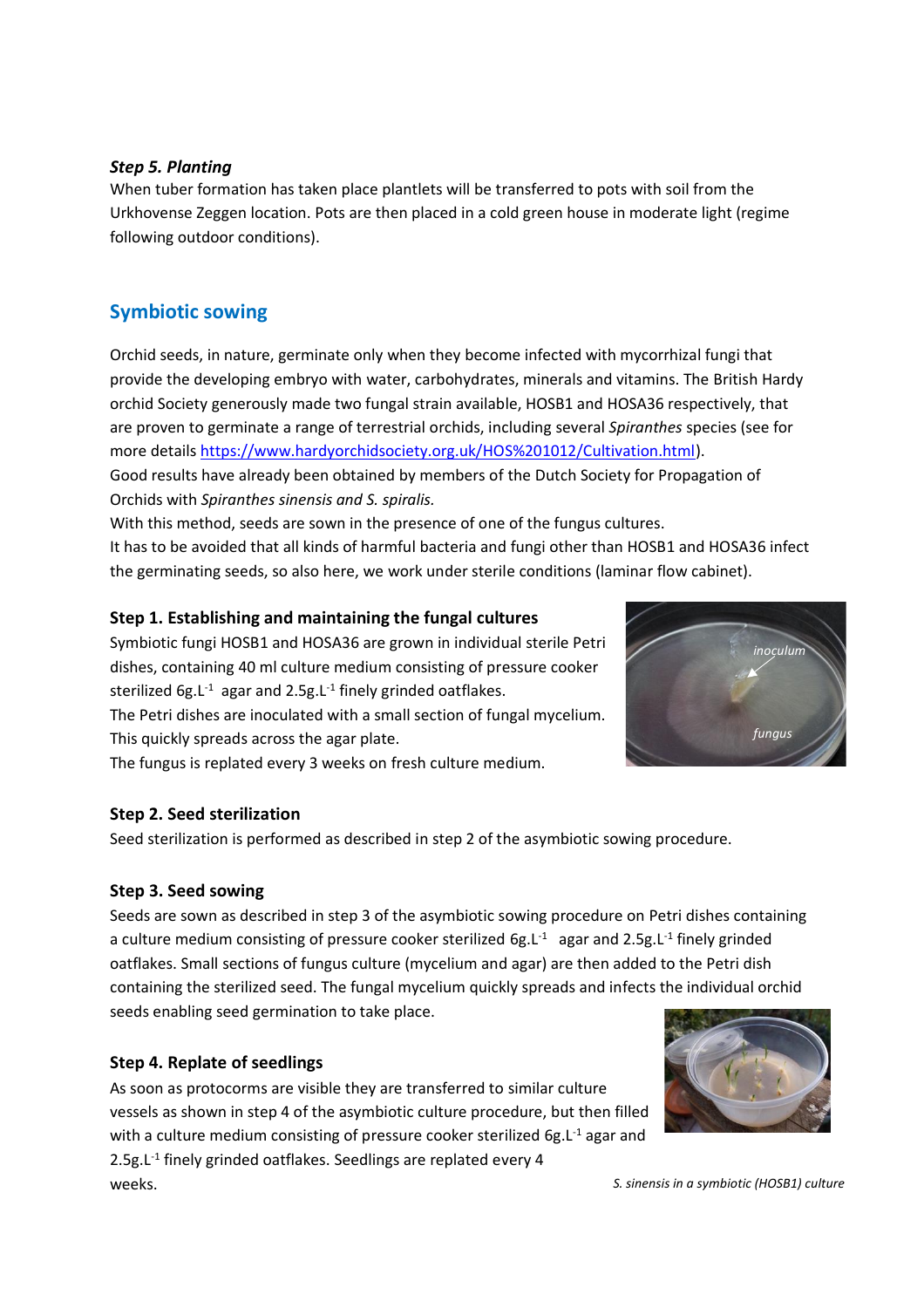### *Step 5. Planting*

When tuber formation has taken place plantlets will be transferred to pots with soil from the Urkhovense Zeggen location. Pots are then placed in a cold green house in moderate light (regime following outdoor conditions).

## Symbiotic sowing

Orchid seeds, in nature, germinate only when they become infected with mycorrhizal fungi that provide the developing embryo with water, carbohydrates, minerals and vitamins. The British Hardy orchid Society generously made two fungal strain available, HOSB1 and HOSA36 respectively, that are proven to germinate a range of terrestrial orchids, including several *Spiranthes* species (see for more details https://www.hardyorchidsociety.org.uk/HOS%201012/Cultivation.html).
Good results have already been obtained by members of the Dutch Society for Propagation of Orchids with *Spiranthes sinensis and S. spiralis.*
With this method, seeds are sown in the presence of one of the fungus cultures.
It has to be avoided that all kinds of harmful bacteria and fungi other than HOSB1 and HOSA36 infect the germinating seeds, so also here, we work under sterile conditions (laminar flow cabinet).

### Step 1. Establishing and maintaining the fungal cultures

Symbiotic fungi HOSB1 and HOSA36 are grown in individual sterile Petri dishes, containing 40 ml culture medium consisting of pressure cooker sterilized $6 g.L^{-1}$ agar and $2.5 g.L^{-1}$ finely grinded oatflakes.
The Petri dishes are inoculated with a small section of fungal mycelium. This quickly spreads across the agar plate.
The fungus is replated every 3 weeks on fresh culture medium.

inoculum
fungus

### Step 2. Seed sterilization

Seed sterilization is performed as described in step 2 of the asymbiotic sowing procedure.

### Step 3. Seed sowing

Seeds are sown as described in step 3 of the asymbiotic sowing procedure on Petri dishes containing a culture medium consisting of pressure cooker sterilized $6 g.L^{-1}$ agar and $2.5 g.L^{-1}$ finely grinded oatflakes. Small sections of fungus culture (mycelium and agar) are then added to the Petri dish containing the sterilized seed. The fungal mycelium quickly spreads and infects the individual orchid seeds enabling seed germination to take place.

### Step 4. Replate of seedlings

As soon as protocorms are visible they are transferred to similar culture vessels as shown in step 4 of the asymbiotic culture procedure, but then filled with a culture medium consisting of pressure cooker sterilized $6 g.L^{-1}$ agar and $2.5 g.L^{-1}$ finely grinded oatflakes. Seedlings are replated every 4 weeks.

*S. sinensis in a symbiotic (HOSB1) culture*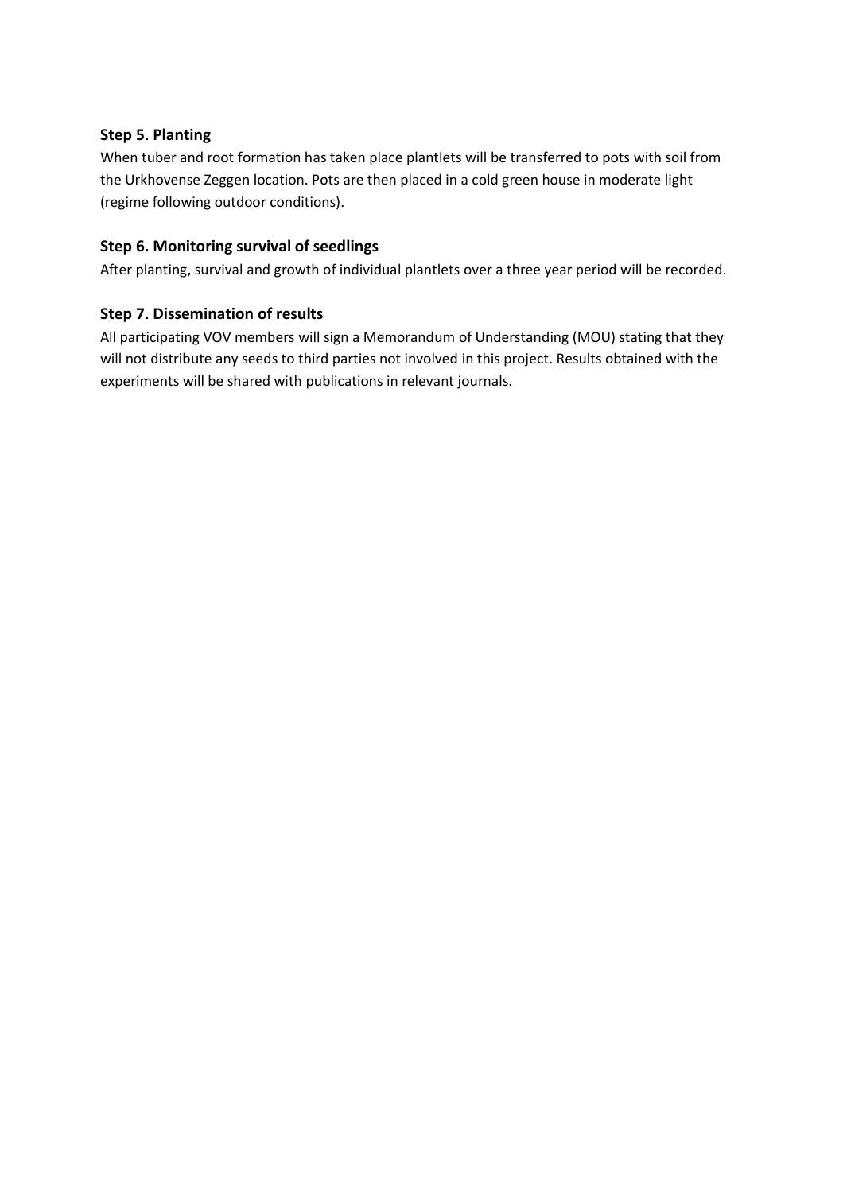### Step 5. Planting

When tuber and root formation has taken place plantlets will be transferred to pots with soil from the Urkhovense Zeggen location. Pots are then placed in a cold green house in moderate light (regime following outdoor conditions).

### Step 6. Monitoring survival of seedlings

After planting, survival and growth of individual plantlets over a three year period will be recorded.

### Step 7. Dissemination of results

All participating VOV members will sign a Memorandum of Understanding (MOU) stating that they will not distribute any seeds to third parties not involved in this project. Results obtained with the experiments will be shared with publications in relevant journals.